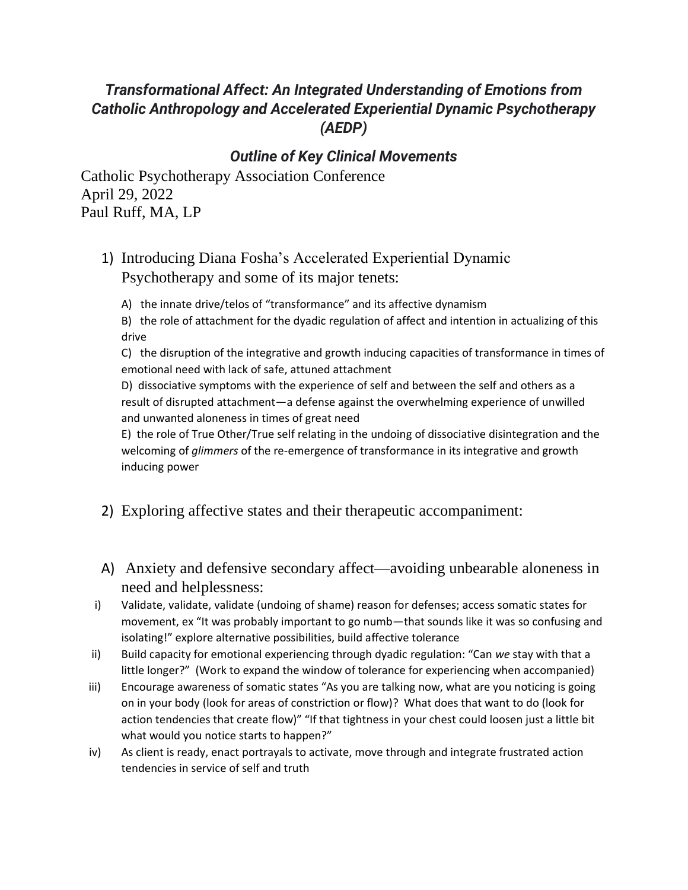# *Transformational Affect: An Integrated Understanding of Emotions from Catholic Anthropology and Accelerated Experiential Dynamic Psychotherapy (AEDP)*

## *Outline of Key Clinical Movements*

Catholic Psychotherapy Association Conference
April 29, 2022
Paul Ruff, MA, LP

1) Introducing Diana Fosha's Accelerated Experiential Dynamic Psychotherapy and some of its major tenets:

   A) the innate drive/telos of "transformance" and its affective dynamism

   B) the role of attachment for the dyadic regulation of affect and intention in actualizing of this drive

   C) the disruption of the integrative and growth inducing capacities of transformance in times of emotional need with lack of safe, attuned attachment

   D) dissociative symptoms with the experience of self and between the self and others as a result of disrupted attachment—a defense against the overwhelming experience of unwilled and unwanted aloneness in times of great need

   E) the role of True Other/True self relating in the undoing of dissociative disintegration and the welcoming of *glimmers* of the re-emergence of transformance in its integrative and growth inducing power

2) Exploring affective states and their therapeutic accompaniment:

A) Anxiety and defensive secondary affect—avoiding unbearable aloneness in need and helplessness:

   i) Validate, validate, validate (undoing of shame) reason for defenses; access somatic states for movement, ex "It was probably important to go numb—that sounds like it was so confusing and isolating!" explore alternative possibilities, build affective tolerance

   ii) Build capacity for emotional experiencing through dyadic regulation: "Can *we* stay with that a little longer?" (Work to expand the window of tolerance for experiencing when accompanied)

   iii) Encourage awareness of somatic states "As you are talking now, what are you noticing is going on in your body (look for areas of constriction or flow)? What does that want to do (look for action tendencies that create flow)" "If that tightness in your chest could loosen just a little bit what would you notice starts to happen?"

   iv) As client is ready, enact portrayals to activate, move through and integrate frustrated action tendencies in service of self and truth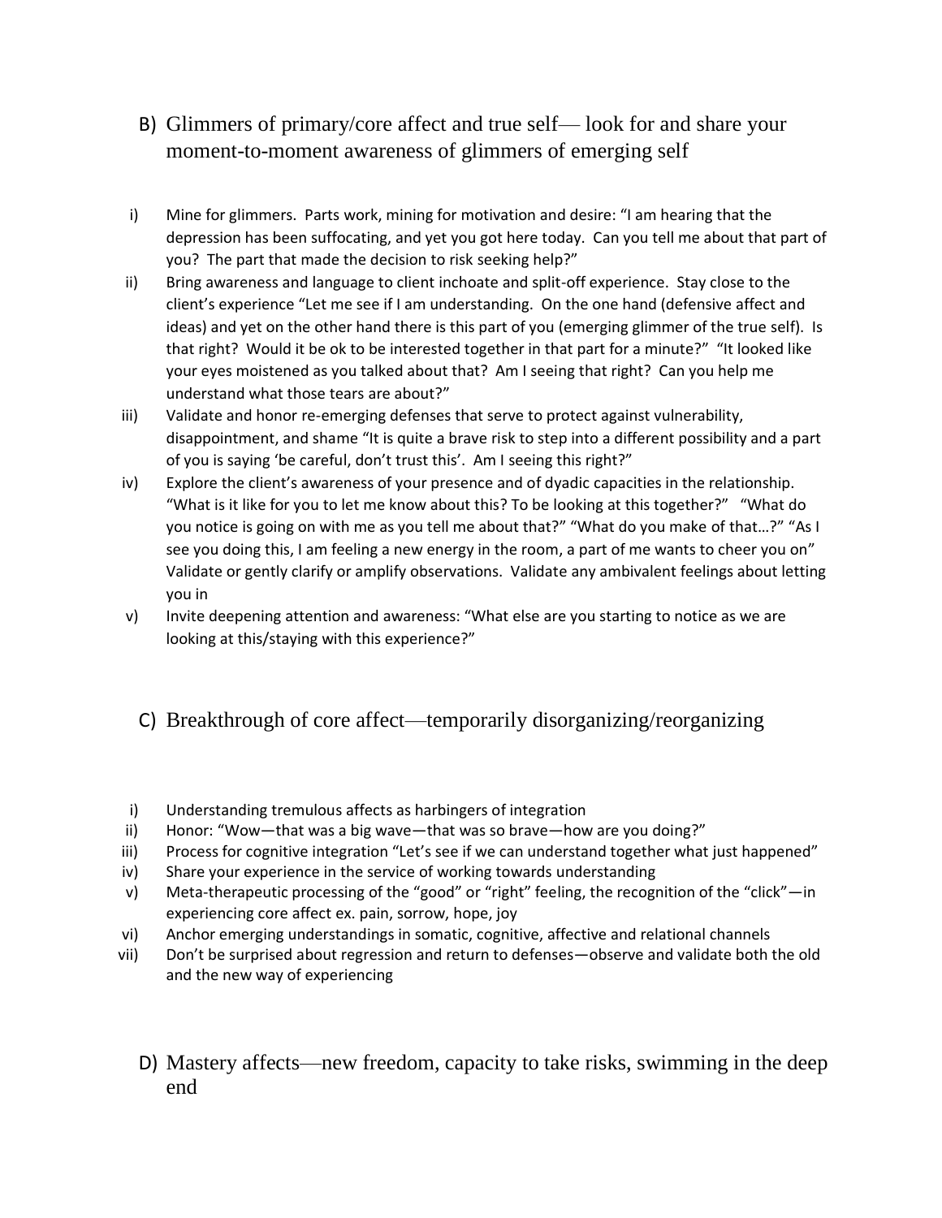## B) Glimmers of primary/core affect and true self— look for and share your moment-to-moment awareness of glimmers of emerging self

i) Mine for glimmers. Parts work, mining for motivation and desire: "I am hearing that the depression has been suffocating, and yet you got here today. Can you tell me about that part of you? The part that made the decision to risk seeking help?"

ii) Bring awareness and language to client inchoate and split-off experience. Stay close to the client's experience "Let me see if I am understanding. On the one hand (defensive affect and ideas) and yet on the other hand there is this part of you (emerging glimmer of the true self). Is that right? Would it be ok to be interested together in that part for a minute?" "It looked like your eyes moistened as you talked about that? Am I seeing that right? Can you help me understand what those tears are about?"

iii) Validate and honor re-emerging defenses that serve to protect against vulnerability, disappointment, and shame "It is quite a brave risk to step into a different possibility and a part of you is saying 'be careful, don't trust this'. Am I seeing this right?"

iv) Explore the client's awareness of your presence and of dyadic capacities in the relationship. "What is it like for you to let me know about this? To be looking at this together?" "What do you notice is going on with me as you tell me about that?" "What do you make of that…?" "As I see you doing this, I am feeling a new energy in the room, a part of me wants to cheer you on" Validate or gently clarify or amplify observations. Validate any ambivalent feelings about letting you in

v) Invite deepening attention and awareness: "What else are you starting to notice as we are looking at this/staying with this experience?"

## C) Breakthrough of core affect—temporarily disorganizing/reorganizing

i) Understanding tremulous affects as harbingers of integration

ii) Honor: "Wow—that was a big wave—that was so brave—how are you doing?"

iii) Process for cognitive integration "Let's see if we can understand together what just happened"

iv) Share your experience in the service of working towards understanding

v) Meta-therapeutic processing of the "good" or "right" feeling, the recognition of the "click"—in experiencing core affect ex. pain, sorrow, hope, joy

vi) Anchor emerging understandings in somatic, cognitive, affective and relational channels

vii) Don't be surprised about regression and return to defenses—observe and validate both the old and the new way of experiencing

## D) Mastery affects—new freedom, capacity to take risks, swimming in the deep end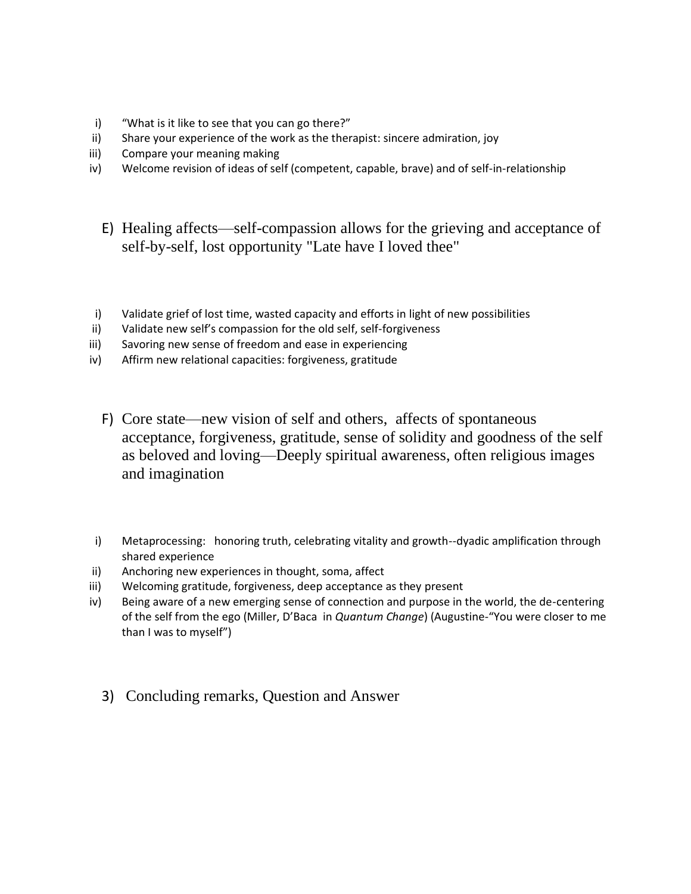i) "What is it like to see that you can go there?"
ii) Share your experience of the work as the therapist: sincere admiration, joy
iii) Compare your meaning making
iv) Welcome revision of ideas of self (competent, capable, brave) and of self-in-relationship

E) Healing affects—self-compassion allows for the grieving and acceptance of self-by-self, lost opportunity "Late have I loved thee"

i) Validate grief of lost time, wasted capacity and efforts in light of new possibilities
ii) Validate new self's compassion for the old self, self-forgiveness
iii) Savoring new sense of freedom and ease in experiencing
iv) Affirm new relational capacities: forgiveness, gratitude

F) Core state—new vision of self and others, affects of spontaneous acceptance, forgiveness, gratitude, sense of solidity and goodness of the self as beloved and loving—Deeply spiritual awareness, often religious images and imagination

i) Metaprocessing: honoring truth, celebrating vitality and growth--dyadic amplification through shared experience
ii) Anchoring new experiences in thought, soma, affect
iii) Welcoming gratitude, forgiveness, deep acceptance as they present
iv) Being aware of a new emerging sense of connection and purpose in the world, the de-centering of the self from the ego (Miller, D'Baca in *Quantum Change*) (Augustine-"You were closer to me than I was to myself")

3) Concluding remarks, Question and Answer